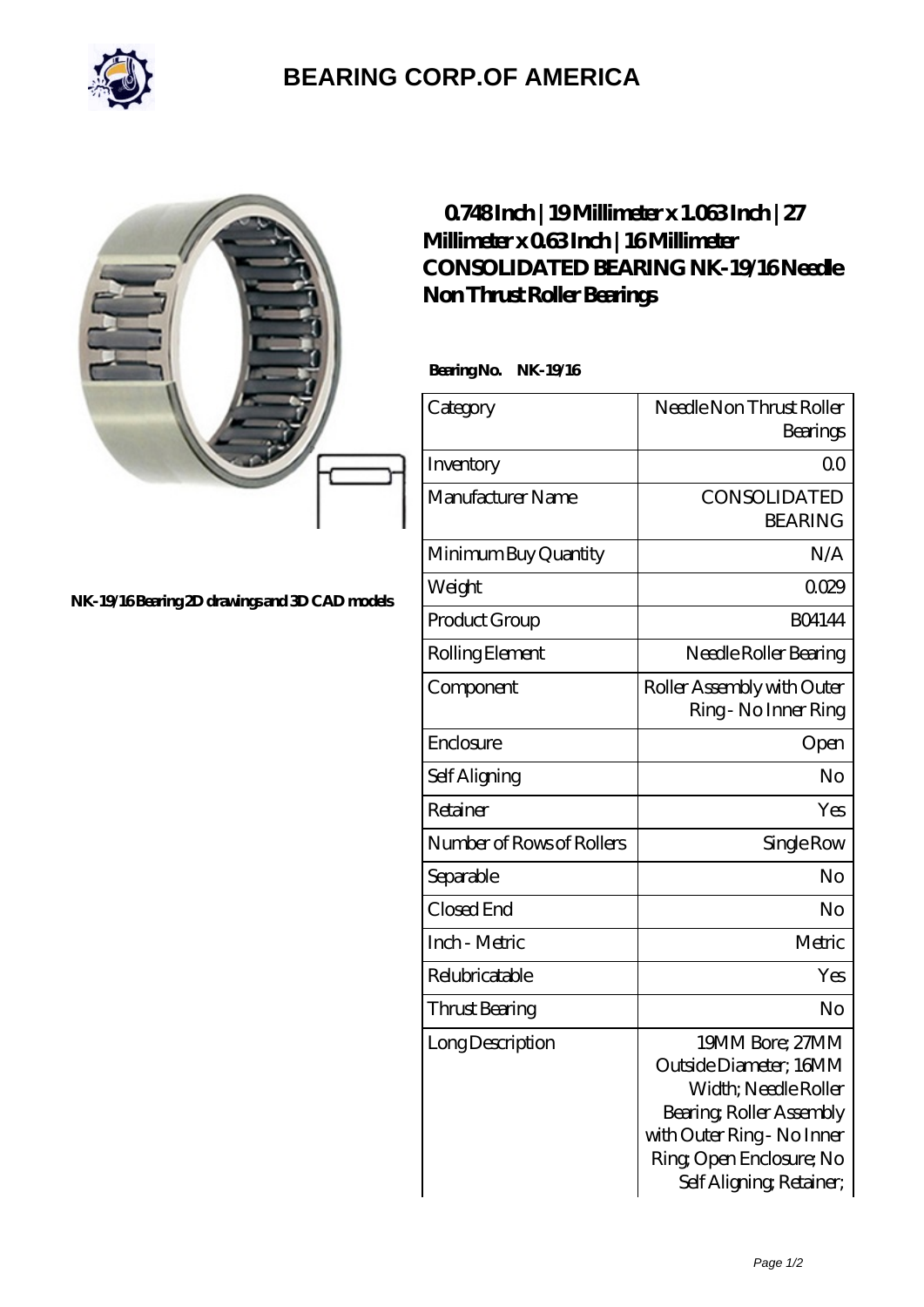# BEARING CORP.OF AMERICA

NK-19/16 Bearing 2D drawings and 3D CAD models

## 0.748 Inch | 19 Millimeter x 1.063 Inch | 27 Millimeter x 0.63 Inch | 16 Millimeter CONSOLIDATED BEARING NK-19/16 Needle Non Thrust Roller Bearings

**Bearing No.** NK-19/16

| | |
|---|---|
| Category | Needle Non Thrust Roller Bearings |
| Inventory | 0.0 |
| Manufacturer Name | CONSOLIDATED BEARING |
| Minimum Buy Quantity | N/A |
| Weight | 0.029 |
| Product Group | B04144 |
| Rolling Element | Needle Roller Bearing |
| Component | Roller Assembly with Outer Ring - No Inner Ring |
| Enclosure | Open |
| Self Aligning | No |
| Retainer | Yes |
| Number of Rows of Rollers | Single Row |
| Separable | No |
| Closed End | No |
| Inch - Metric | Metric |
| Relubricatable | Yes |
| Thrust Bearing | No |
| Long Description | 19MM Bore; 27MM Outside Diameter; 16MM Width; Needle Roller Bearing; Roller Assembly with Outer Ring - No Inner Ring; Open Enclosure; No Self Aligning; Retainer; |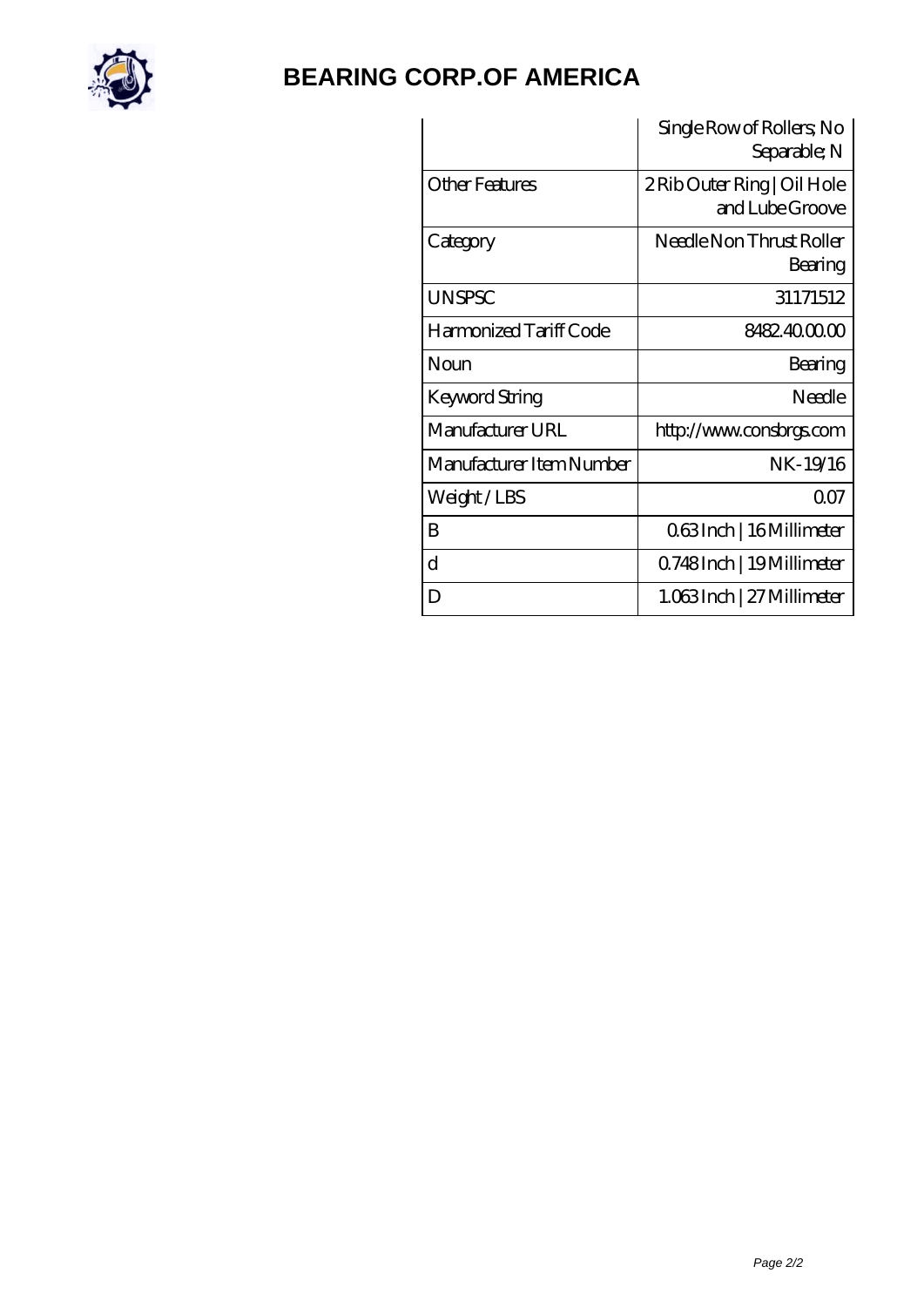# BEARING CORP.OF AMERICA

| | |
|---|---|
| | Single Row of Rollers; No Separable; N |
| Other Features | 2 Rib Outer Ring \| Oil Hole and Lube Groove |
| Category | Needle Non Thrust Roller Bearing |
| UNSPSC | 31171512 |
| Harmonized Tariff Code | 8482.40.00.00 |
| Noun | Bearing |
| Keyword String | Needle |
| Manufacturer URL | http://www.consbrgs.com |
| Manufacturer Item Number | NK-19/16 |
| Weight / LBS | 0.07 |
| B | 0.63 Inch \| 16 Millimeter |
| d | 0.748 Inch \| 19 Millimeter |
| D | 1.063 Inch \| 27 Millimeter |